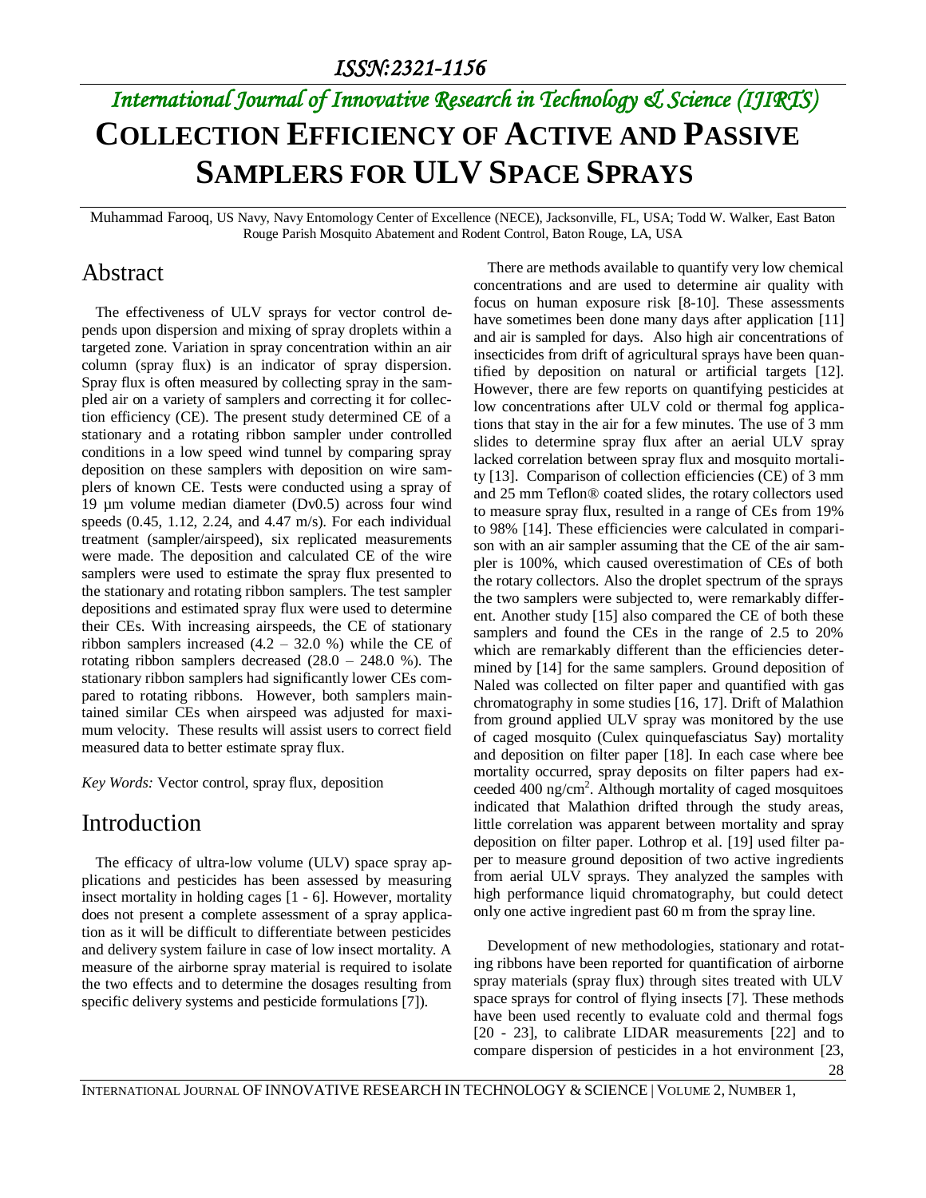# Collection Efficiency of Active and Passive Samplers for ULV Space Sprays

Muhammad Farooq, US Navy, Navy Entomology Center of Excellence (NECE), Jacksonville, FL, USA; Todd W. Walker, East Baton Rouge Parish Mosquito Abatement and Rodent Control, Baton Rouge, LA, USA

## Abstract

The effectiveness of ULV sprays for vector control depends upon dispersion and mixing of spray droplets within a targeted zone. Variation in spray concentration within an air column (spray flux) is an indicator of spray dispersion. Spray flux is often measured by collecting spray in the sampled air on a variety of samplers and correcting it for collection efficiency (CE). The present study determined CE of a stationary and a rotating ribbon sampler under controlled conditions in a low speed wind tunnel by comparing spray deposition on these samplers with deposition on wire samplers of known CE. Tests were conducted using a spray of 19 µm volume median diameter (Dv0.5) across four wind speeds (0.45, 1.12, 2.24, and 4.47 m/s). For each individual treatment (sampler/airspeed), six replicated measurements were made. The deposition and calculated CE of the wire samplers were used to estimate the spray flux presented to the stationary and rotating ribbon samplers. The test sampler depositions and estimated spray flux were used to determine their CEs. With increasing airspeeds, the CE of stationary ribbon samplers increased (4.2 – 32.0 %) while the CE of rotating ribbon samplers decreased (28.0 – 248.0 %). The stationary ribbon samplers had significantly lower CEs compared to rotating ribbons. However, both samplers maintained similar CEs when airspeed was adjusted for maximum velocity. These results will assist users to correct field measured data to better estimate spray flux.

*Key Words:* Vector control, spray flux, deposition

## Introduction

The efficacy of ultra-low volume (ULV) space spray applications and pesticides has been assessed by measuring insect mortality in holding cages [1 - 6]. However, mortality does not present a complete assessment of a spray application as it will be difficult to differentiate between pesticides and delivery system failure in case of low insect mortality. A measure of the airborne spray material is required to isolate the two effects and to determine the dosages resulting from specific delivery systems and pesticide formulations [7]).

There are methods available to quantify very low chemical concentrations and are used to determine air quality with focus on human exposure risk [8-10]. These assessments have sometimes been done many days after application [11] and air is sampled for days. Also high air concentrations of insecticides from drift of agricultural sprays have been quantified by deposition on natural or artificial targets [12]. However, there are few reports on quantifying pesticides at low concentrations after ULV cold or thermal fog applications that stay in the air for a few minutes. The use of 3 mm slides to determine spray flux after an aerial ULV spray lacked correlation between spray flux and mosquito mortality [13]. Comparison of collection efficiencies (CE) of 3 mm and 25 mm Teflon® coated slides, the rotary collectors used to measure spray flux, resulted in a range of CEs from 19% to 98% [14]. These efficiencies were calculated in comparison with an air sampler assuming that the CE of the air sampler is 100%, which caused overestimation of CEs of both the rotary collectors. Also the droplet spectrum of the sprays the two samplers were subjected to, were remarkably different. Another study [15] also compared the CE of both these samplers and found the CEs in the range of 2.5 to 20% which are remarkably different than the efficiencies determined by [14] for the same samplers. Ground deposition of Naled was collected on filter paper and quantified with gas chromatography in some studies [16, 17]. Drift of Malathion from ground applied ULV spray was monitored by the use of caged mosquito (Culex quinquefasciatus Say) mortality and deposition on filter paper [18]. In each case where bee mortality occurred, spray deposits on filter papers had exceeded 400 ng/cm$^2$. Although mortality of caged mosquitoes indicated that Malathion drifted through the study areas, little correlation was apparent between mortality and spray deposition on filter paper. Lothrop et al. [19] used filter paper to measure ground deposition of two active ingredients from aerial ULV sprays. They analyzed the samples with high performance liquid chromatography, but could detect only one active ingredient past 60 m from the spray line.

Development of new methodologies, stationary and rotating ribbons have been reported for quantification of airborne spray materials (spray flux) through sites treated with ULV space sprays for control of flying insects [7]. These methods have been used recently to evaluate cold and thermal fogs [20 - 23], to calibrate LIDAR measurements [22] and to compare dispersion of pesticides in a hot environment [23,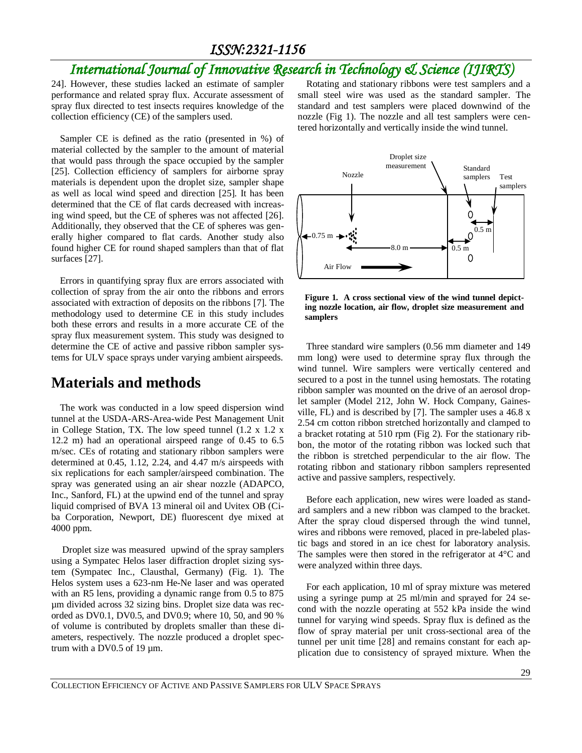24]. However, these studies lacked an estimate of sampler performance and related spray flux. Accurate assessment of spray flux directed to test insects requires knowledge of the collection efficiency (CE) of the samplers used.

Sampler CE is defined as the ratio (presented in %) of material collected by the sampler to the amount of material that would pass through the space occupied by the sampler [25]. Collection efficiency of samplers for airborne spray materials is dependent upon the droplet size, sampler shape as well as local wind speed and direction [25]. It has been determined that the CE of flat cards decreased with increasing wind speed, but the CE of spheres was not affected [26]. Additionally, they observed that the CE of spheres was generally higher compared to flat cards. Another study also found higher CE for round shaped samplers than that of flat surfaces [27].

Errors in quantifying spray flux are errors associated with collection of spray from the air onto the ribbons and errors associated with extraction of deposits on the ribbons [7]. The methodology used to determine CE in this study includes both these errors and results in a more accurate CE of the spray flux measurement system. This study was designed to determine the CE of active and passive ribbon sampler systems for ULV space sprays under varying ambient airspeeds.

# Materials and methods

The work was conducted in a low speed dispersion wind tunnel at the USDA-ARS-Area-wide Pest Management Unit in College Station, TX. The low speed tunnel (1.2 x 1.2 x 12.2 m) had an operational airspeed range of 0.45 to 6.5 m/sec. CEs of rotating and stationary ribbon samplers were determined at 0.45, 1.12, 2.24, and 4.47 m/s airspeeds with six replications for each sampler/airspeed combination. The spray was generated using an air shear nozzle (ADAPCO, Inc., Sanford, FL) at the upwind end of the tunnel and spray liquid comprised of BVA 13 mineral oil and Uvitex OB (Ciba Corporation, Newport, DE) fluorescent dye mixed at 4000 ppm.

Droplet size was measured upwind of the spray samplers using a Sympatec Helos laser diffraction droplet sizing system (Sympatec Inc., Clausthal, Germany) (Fig. 1). The Helos system uses a 623-nm He-Ne laser and was operated with an R5 lens, providing a dynamic range from 0.5 to 875 µm divided across 32 sizing bins. Droplet size data was recorded as DV0.1, DV0.5, and DV0.9; where 10, 50, and 90 % of volume is contributed by droplets smaller than these diameters, respectively. The nozzle produced a droplet spectrum with a DV0.5 of 19 µm.

Rotating and stationary ribbons were test samplers and a small steel wire was used as the standard sampler. The standard and test samplers were placed downwind of the nozzle (Fig 1). The nozzle and all test samplers were centered horizontally and vertically inside the wind tunnel.

Droplet size measurement | Nozzle | Standard samplers | Test samplers | 0.75 m | 8.0 m | 0.5 m | 0.5 m | Air Flow

**Figure 1. A cross sectional view of the wind tunnel depicting nozzle location, air flow, droplet size measurement and samplers**

Three standard wire samplers (0.56 mm diameter and 149 mm long) were used to determine spray flux through the wind tunnel. Wire samplers were vertically centered and secured to a post in the tunnel using hemostats. The rotating ribbon sampler was mounted on the drive of an aerosol droplet sampler (Model 212, John W. Hock Company, Gainesville, FL) and is described by [7]. The sampler uses a 46.8 x 2.54 cm cotton ribbon stretched horizontally and clamped to a bracket rotating at 510 rpm (Fig 2). For the stationary ribbon, the motor of the rotating ribbon was locked such that the ribbon is stretched perpendicular to the air flow. The rotating ribbon and stationary ribbon samplers represented active and passive samplers, respectively.

Before each application, new wires were loaded as standard samplers and a new ribbon was clamped to the bracket. After the spray cloud dispersed through the wind tunnel, wires and ribbons were removed, placed in pre-labeled plastic bags and stored in an ice chest for laboratory analysis. The samples were then stored in the refrigerator at 4°C and were analyzed within three days.

For each application, 10 ml of spray mixture was metered using a syringe pump at 25 ml/min and sprayed for 24 second with the nozzle operating at 552 kPa inside the wind tunnel for varying wind speeds. Spray flux is defined as the flow of spray material per unit cross-sectional area of the tunnel per unit time [28] and remains constant for each application due to consistency of sprayed mixture. When the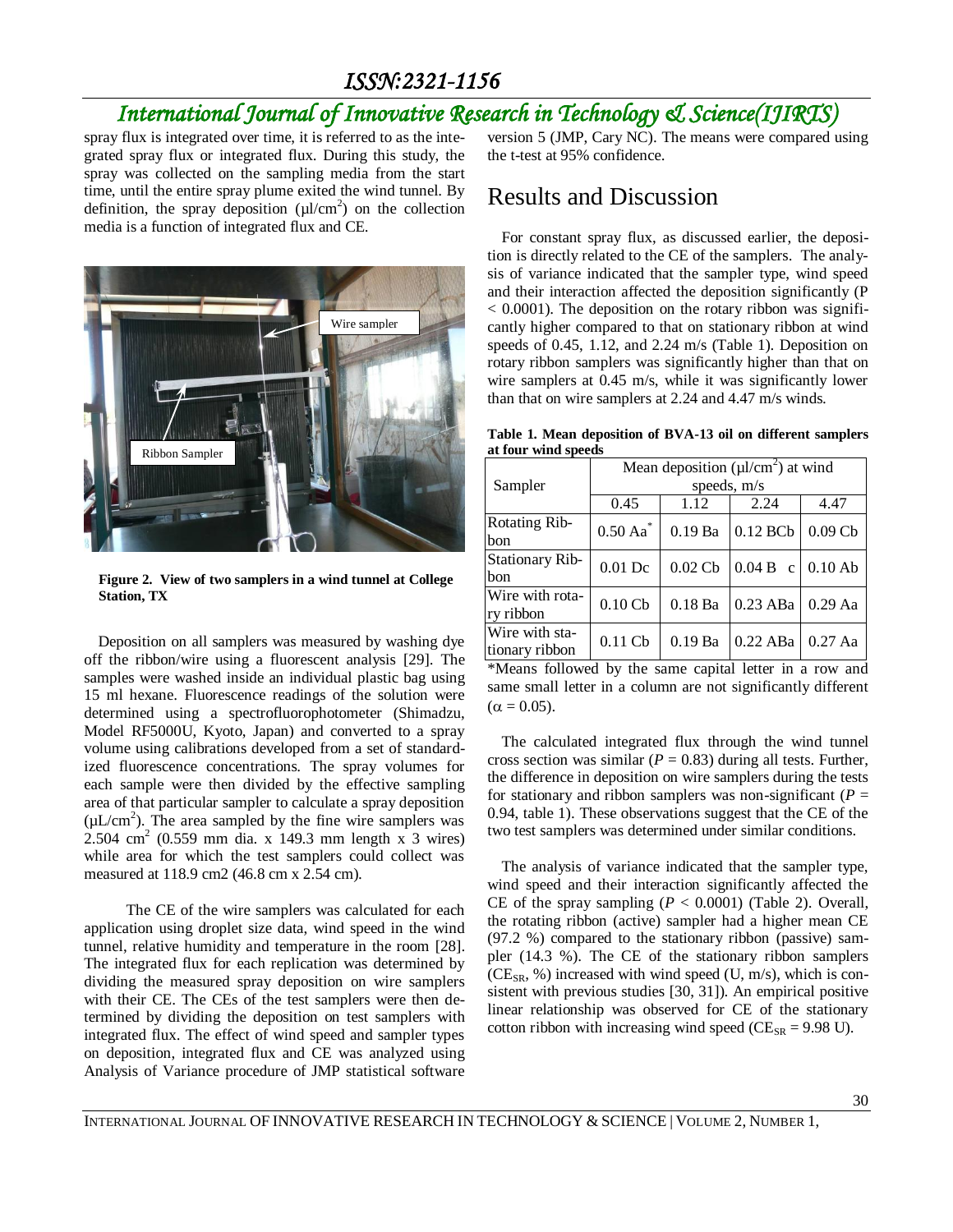spray flux is integrated over time, it is referred to as the integrated spray flux or integrated flux. During this study, the spray was collected on the sampling media from the start time, until the entire spray plume exited the wind tunnel. By definition, the spray deposition (µl/cm$^2$) on the collection media is a function of integrated flux and CE.

**Figure 2. View of two samplers in a wind tunnel at College Station, TX**

Deposition on all samplers was measured by washing dye off the ribbon/wire using a fluorescent analysis [29]. The samples were washed inside an individual plastic bag using 15 ml hexane. Fluorescence readings of the solution were determined using a spectrofluorophotometer (Shimadzu, Model RF5000U, Kyoto, Japan) and converted to a spray volume using calibrations developed from a set of standardized fluorescence concentrations. The spray volumes for each sample were then divided by the effective sampling area of that particular sampler to calculate a spray deposition (µL/cm$^2$). The area sampled by the fine wire samplers was 2.504 cm$^2$ (0.559 mm dia. x 149.3 mm length x 3 wires) while area for which the test samplers could collect was measured at 118.9 cm2 (46.8 cm x 2.54 cm).

The CE of the wire samplers was calculated for each application using droplet size data, wind speed in the wind tunnel, relative humidity and temperature in the room [28]. The integrated flux for each replication was determined by dividing the measured spray deposition on wire samplers with their CE. The CEs of the test samplers were then determined by dividing the deposition on test samplers with integrated flux. The effect of wind speed and sampler types on deposition, integrated flux and CE was analyzed using Analysis of Variance procedure of JMP statistical software version 5 (JMP, Cary NC). The means were compared using the t-test at 95% confidence.

# Results and Discussion

For constant spray flux, as discussed earlier, the deposition is directly related to the CE of the samplers. The analysis of variance indicated that the sampler type, wind speed and their interaction affected the deposition significantly (P < 0.0001). The deposition on the rotary ribbon was significantly higher compared to that on stationary ribbon at wind speeds of 0.45, 1.12, and 2.24 m/s (Table 1). Deposition on rotary ribbon samplers was significantly higher than that on wire samplers at 0.45 m/s, while it was significantly lower than that on wire samplers at 2.24 and 4.47 m/s winds.

**Table 1. Mean deposition of BVA-13 oil on different samplers at four wind speeds**

| Sampler | Mean deposition (µl/cm$^2$) at wind speeds, m/s | | | |
|---|---|---|---|---|
| | 0.45 | 1.12 | 2.24 | 4.47 |
| Rotating Ribbon | 0.50 Aa* | 0.19 Ba | 0.12 BCb | 0.09 Cb |
| Stationary Ribbon | 0.01 Dc | 0.02 Cb | 0.04 B c | 0.10 Ab |
| Wire with rotary ribbon | 0.10 Cb | 0.18 Ba | 0.23 ABa | 0.29 Aa |
| Wire with stationary ribbon | 0.11 Cb | 0.19 Ba | 0.22 ABa | 0.27 Aa |

*Means followed by the same capital letter in a row and same small letter in a column are not significantly different ($\alpha = 0.05$).

The calculated integrated flux through the wind tunnel cross section was similar ($P = 0.83$) during all tests. Further, the difference in deposition on wire samplers during the tests for stationary and ribbon samplers was non-significant ($P = 0.94$, table 1). These observations suggest that the CE of the two test samplers was determined under similar conditions.

The analysis of variance indicated that the sampler type, wind speed and their interaction significantly affected the CE of the spray sampling ($P < 0.0001$) (Table 2). Overall, the rotating ribbon (active) sampler had a higher mean CE (97.2 %) compared to the stationary ribbon (passive) sampler (14.3 %). The CE of the stationary ribbon samplers ($CE_{SR}$, %) increased with wind speed (U, m/s), which is consistent with previous studies [30, 31]). An empirical positive linear relationship was observed for CE of the stationary cotton ribbon with increasing wind speed ($CE_{SR} = 9.98$ U).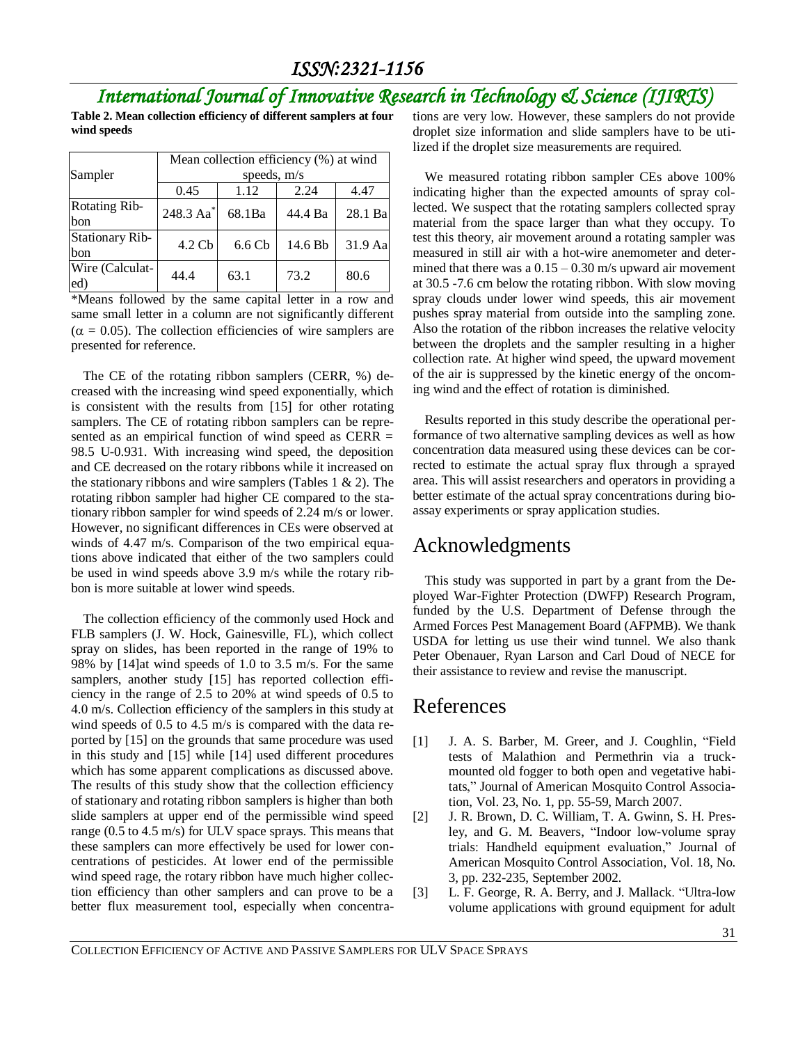**Table 2. Mean collection efficiency of different samplers at four wind speeds**

| Sampler | Mean collection efficiency (%) at wind speeds, m/s | | | |
|---|---|---|---|---|
| | 0.45 | 1.12 | 2.24 | 4.47 |
| Rotating Ribbon | 248.3 Aa* | 68.1Ba | 44.4 Ba | 28.1 Ba |
| Stationary Ribbon | 4.2 Cb | 6.6 Cb | 14.6 Bb | 31.9 Aa |
| Wire (Calculated) | 44.4 | 63.1 | 73.2 | 80.6 |

*Means followed by the same capital letter in a row and same small letter in a column are not significantly different ($\alpha = 0.05$). The collection efficiencies of wire samplers are presented for reference.

The CE of the rotating ribbon samplers (CERR, %) decreased with the increasing wind speed exponentially, which is consistent with the results from [15] for other rotating samplers. The CE of rotating ribbon samplers can be represented as an empirical function of wind speed as $CERR = 98.5\ U^{-0.931}$. With increasing wind speed, the deposition and CE decreased on the rotary ribbons while it increased on the stationary ribbons and wire samplers (Tables 1 & 2). The rotating ribbon sampler had higher CE compared to the stationary ribbon sampler for wind speeds of 2.24 m/s or lower. However, no significant differences in CEs were observed at winds of 4.47 m/s. Comparison of the two empirical equations above indicated that either of the two samplers could be used in wind speeds above 3.9 m/s while the rotary ribbon is more suitable at lower wind speeds.

The collection efficiency of the commonly used Hock and FLB samplers (J. W. Hock, Gainesville, FL), which collect spray on slides, has been reported in the range of 19% to 98% by [14]at wind speeds of 1.0 to 3.5 m/s. For the same samplers, another study [15] has reported collection efficiency in the range of 2.5 to 20% at wind speeds of 0.5 to 4.0 m/s. Collection efficiency of the samplers in this study at wind speeds of 0.5 to 4.5 m/s is compared with the data reported by [15] on the grounds that same procedure was used in this study and [15] while [14] used different procedures which has some apparent complications as discussed above. The results of this study show that the collection efficiency of stationary and rotating ribbon samplers is higher than both slide samplers at upper end of the permissible wind speed range (0.5 to 4.5 m/s) for ULV space sprays. This means that these samplers can more effectively be used for lower concentrations of pesticides. At lower end of the permissible wind speed rage, the rotary ribbon have much higher collection efficiency than other samplers and can prove to be a better flux measurement tool, especially when concentrations are very low. However, these samplers do not provide droplet size information and slide samplers have to be utilized if the droplet size measurements are required.

We measured rotating ribbon sampler CEs above 100% indicating higher than the expected amounts of spray collected. We suspect that the rotating samplers collected spray material from the space larger than what they occupy. To test this theory, air movement around a rotating sampler was measured in still air with a hot-wire anemometer and determined that there was a 0.15 – 0.30 m/s upward air movement at 30.5 -7.6 cm below the rotating ribbon. With slow moving spray clouds under lower wind speeds, this air movement pushes spray material from outside into the sampling zone. Also the rotation of the ribbon increases the relative velocity between the droplets and the sampler resulting in a higher collection rate. At higher wind speed, the upward movement of the air is suppressed by the kinetic energy of the oncoming wind and the effect of rotation is diminished.

Results reported in this study describe the operational performance of two alternative sampling devices as well as how concentration data measured using these devices can be corrected to estimate the actual spray flux through a sprayed area. This will assist researchers and operators in providing a better estimate of the actual spray concentrations during bioassay experiments or spray application studies.

# Acknowledgments

This study was supported in part by a grant from the Deployed War-Fighter Protection (DWFP) Research Program, funded by the U.S. Department of Defense through the Armed Forces Pest Management Board (AFPMB). We thank USDA for letting us use their wind tunnel. We also thank Peter Obenauer, Ryan Larson and Carl Doud of NECE for their assistance to review and revise the manuscript.

# References

[1] J. A. S. Barber, M. Greer, and J. Coughlin, "Field tests of Malathion and Permethrin via a truck-mounted old fogger to both open and vegetative habitats," Journal of American Mosquito Control Association, Vol. 23, No. 1, pp. 55-59, March 2007.

[2] J. R. Brown, D. C. William, T. A. Gwinn, S. H. Presley, and G. M. Beavers, "Indoor low-volume spray trials: Handheld equipment evaluation," Journal of American Mosquito Control Association, Vol. 18, No. 3, pp. 232-235, September 2002.

[3] L. F. George, R. A. Berry, and J. Mallack. "Ultra-low volume applications with ground equipment for adult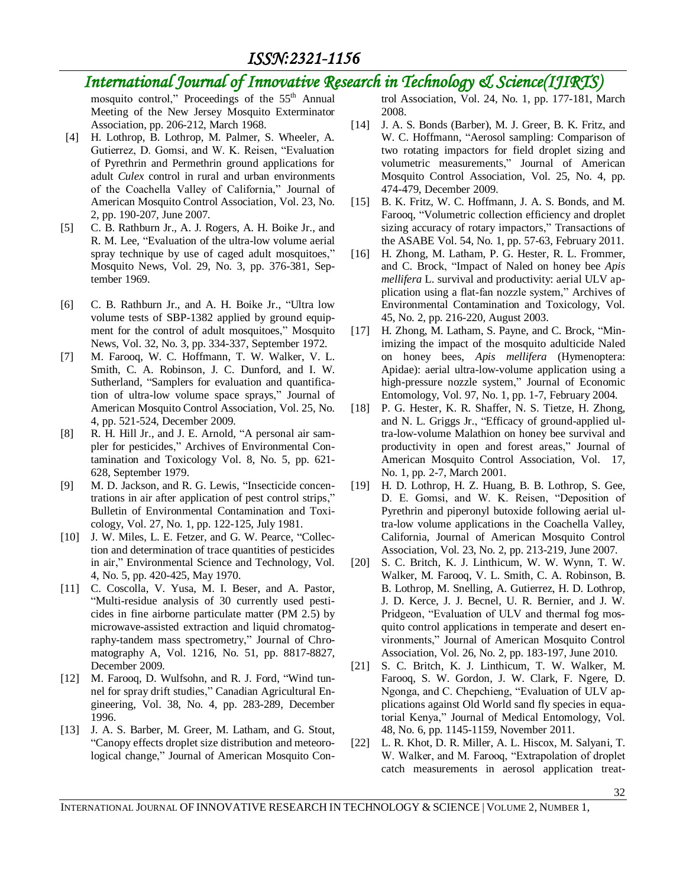mosquito control," Proceedings of the 55th Annual Meeting of the New Jersey Mosquito Exterminator Association, pp. 206-212, March 1968.

[4] H. Lothrop, B. Lothrop, M. Palmer, S. Wheeler, A. Gutierrez, D. Gomsi, and W. K. Reisen, "Evaluation of Pyrethrin and Permethrin ground applications for adult *Culex* control in rural and urban environments of the Coachella Valley of California," Journal of American Mosquito Control Association, Vol. 23, No. 2, pp. 190-207, June 2007.

[5] C. B. Rathburn Jr., A. J. Rogers, A. H. Boike Jr., and R. M. Lee, "Evaluation of the ultra-low volume aerial spray technique by use of caged adult mosquitoes," Mosquito News, Vol. 29, No. 3, pp. 376-381, September 1969.

[6] C. B. Rathburn Jr., and A. H. Boike Jr., "Ultra low volume tests of SBP-1382 applied by ground equipment for the control of adult mosquitoes," Mosquito News, Vol. 32, No. 3, pp. 334-337, September 1972.

[7] M. Farooq, W. C. Hoffmann, T. W. Walker, V. L. Smith, C. A. Robinson, J. C. Dunford, and I. W. Sutherland, "Samplers for evaluation and quantification of ultra-low volume space sprays," Journal of American Mosquito Control Association, Vol. 25, No. 4, pp. 521-524, December 2009.

[8] R. H. Hill Jr., and J. E. Arnold, "A personal air sampler for pesticides," Archives of Environmental Contamination and Toxicology Vol. 8, No. 5, pp. 621-628, September 1979.

[9] M. D. Jackson, and R. G. Lewis, "Insecticide concentrations in air after application of pest control strips," Bulletin of Environmental Contamination and Toxicology, Vol. 27, No. 1, pp. 122-125, July 1981.

[10] J. W. Miles, L. E. Fetzer, and G. W. Pearce, "Collection and determination of trace quantities of pesticides in air," Environmental Science and Technology, Vol. 4, No. 5, pp. 420-425, May 1970.

[11] C. Coscolla, V. Yusa, M. I. Beser, and A. Pastor, "Multi-residue analysis of 30 currently used pesticides in fine airborne particulate matter (PM 2.5) by microwave-assisted extraction and liquid chromatography-tandem mass spectrometry," Journal of Chromatography A, Vol. 1216, No. 51, pp. 8817-8827, December 2009.

[12] M. Farooq, D. Wulfsohn, and R. J. Ford, "Wind tunnel for spray drift studies," Canadian Agricultural Engineering, Vol. 38, No. 4, pp. 283-289, December 1996.

[13] J. A. S. Barber, M. Greer, M. Latham, and G. Stout, "Canopy effects droplet size distribution and meteorological change," Journal of American Mosquito Control Association, Vol. 24, No. 1, pp. 177-181, March 2008.

[14] J. A. S. Bonds (Barber), M. J. Greer, B. K. Fritz, and W. C. Hoffmann, "Aerosol sampling: Comparison of two rotating impactors for field droplet sizing and volumetric measurements," Journal of American Mosquito Control Association, Vol. 25, No. 4, pp. 474-479, December 2009.

[15] B. K. Fritz, W. C. Hoffmann, J. A. S. Bonds, and M. Farooq, "Volumetric collection efficiency and droplet sizing accuracy of rotary impactors," Transactions of the ASABE Vol. 54, No. 1, pp. 57-63, February 2011.

[16] H. Zhong, M. Latham, P. G. Hester, R. L. Frommer, and C. Brock, "Impact of Naled on honey bee *Apis mellifera* L. survival and productivity: aerial ULV application using a flat-fan nozzle system," Archives of Environmental Contamination and Toxicology, Vol. 45, No. 2, pp. 216-220, August 2003.

[17] H. Zhong, M. Latham, S. Payne, and C. Brock, "Minimizing the impact of the mosquito adulticide Naled on honey bees, *Apis mellifera* (Hymenoptera: Apidae): aerial ultra-low-volume application using a high-pressure nozzle system," Journal of Economic Entomology, Vol. 97, No. 1, pp. 1-7, February 2004.

[18] P. G. Hester, K. R. Shaffer, N. S. Tietze, H. Zhong, and N. L. Griggs Jr., "Efficacy of ground-applied ultra-low-volume Malathion on honey bee survival and productivity in open and forest areas," Journal of American Mosquito Control Association, Vol. 17, No. 1, pp. 2-7, March 2001.

[19] H. D. Lothrop, H. Z. Huang, B. B. Lothrop, S. Gee, D. E. Gomsi, and W. K. Reisen, "Deposition of Pyrethrin and piperonyl butoxide following aerial ultra-low volume applications in the Coachella Valley, California, Journal of American Mosquito Control Association, Vol. 23, No. 2, pp. 213-219, June 2007.

[20] S. C. Britch, K. J. Linthicum, W. W. Wynn, T. W. Walker, M. Farooq, V. L. Smith, C. A. Robinson, B. B. Lothrop, M. Snelling, A. Gutierrez, H. D. Lothrop, J. D. Kerce, J. J. Becnel, U. R. Bernier, and J. W. Pridgeon, "Evaluation of ULV and thermal fog mosquito control applications in temperate and desert environments," Journal of American Mosquito Control Association, Vol. 26, No. 2, pp. 183-197, June 2010.

[21] S. C. Britch, K. J. Linthicum, T. W. Walker, M. Farooq, S. W. Gordon, J. W. Clark, F. Ngere, D. Ngonga, and C. Chepchieng, "Evaluation of ULV applications against Old World sand fly species in equatorial Kenya," Journal of Medical Entomology, Vol. 48, No. 6, pp. 1145-1159, November 2011.

[22] L. R. Khot, D. R. Miller, A. L. Hiscox, M. Salyani, T. W. Walker, and M. Farooq, "Extrapolation of droplet catch measurements in aerosol application treat-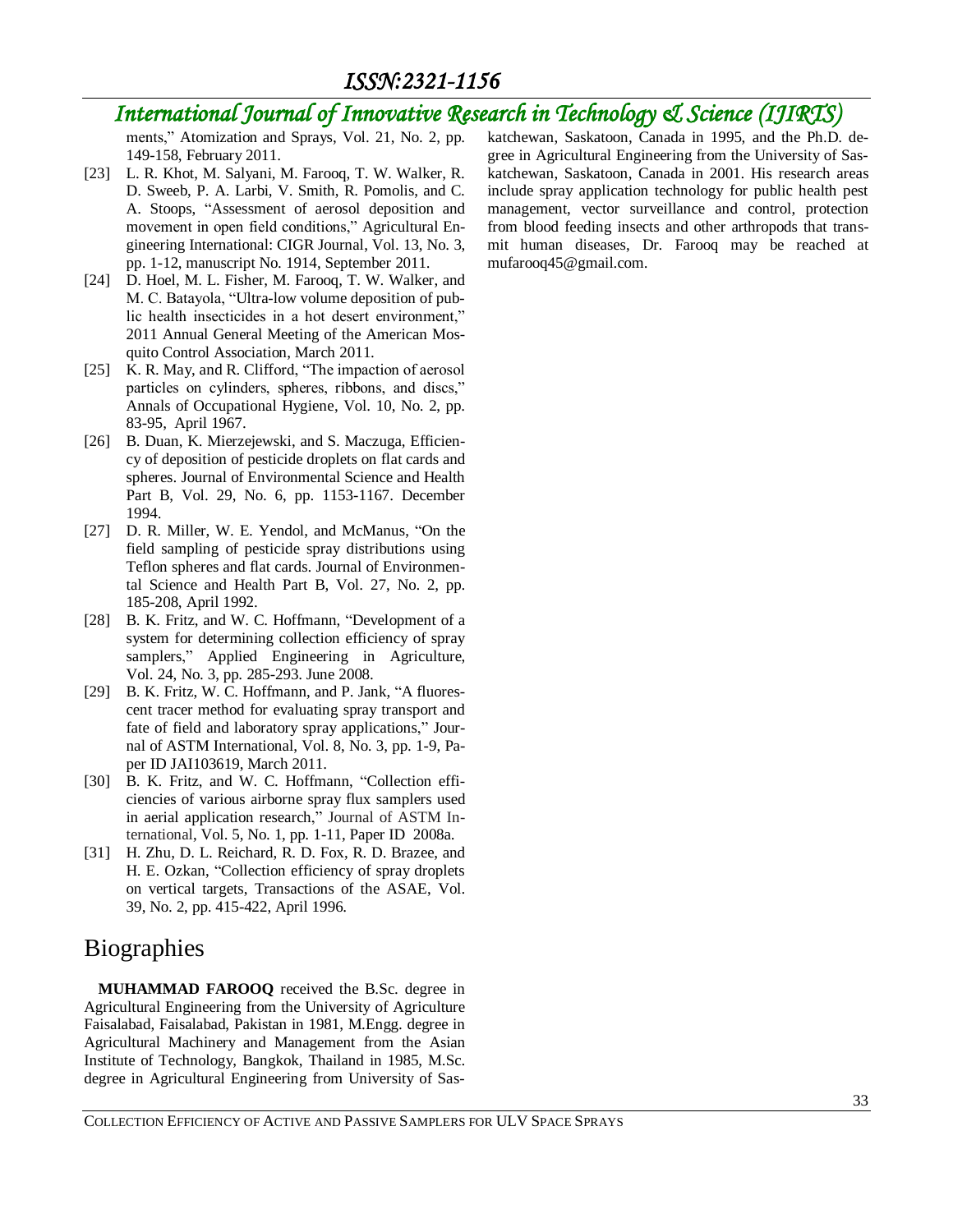ments," Atomization and Sprays, Vol. 21, No. 2, pp. 149-158, February 2011.

[23] L. R. Khot, M. Salyani, M. Farooq, T. W. Walker, R. D. Sweeb, P. A. Larbi, V. Smith, R. Pomolis, and C. A. Stoops, "Assessment of aerosol deposition and movement in open field conditions," Agricultural Engineering International: CIGR Journal, Vol. 13, No. 3, pp. 1-12, manuscript No. 1914, September 2011.

[24] D. Hoel, M. L. Fisher, M. Farooq, T. W. Walker, and M. C. Batayola, "Ultra-low volume deposition of public health insecticides in a hot desert environment," 2011 Annual General Meeting of the American Mosquito Control Association, March 2011.

[25] K. R. May, and R. Clifford, "The impaction of aerosol particles on cylinders, spheres, ribbons, and discs," Annals of Occupational Hygiene, Vol. 10, No. 2, pp. 83-95, April 1967.

[26] B. Duan, K. Mierzejewski, and S. Maczuga, Efficiency of deposition of pesticide droplets on flat cards and spheres. Journal of Environmental Science and Health Part B, Vol. 29, No. 6, pp. 1153-1167. December 1994.

[27] D. R. Miller, W. E. Yendol, and McManus, "On the field sampling of pesticide spray distributions using Teflon spheres and flat cards. Journal of Environmental Science and Health Part B, Vol. 27, No. 2, pp. 185-208, April 1992.

[28] B. K. Fritz, and W. C. Hoffmann, "Development of a system for determining collection efficiency of spray samplers," Applied Engineering in Agriculture, Vol. 24, No. 3, pp. 285-293. June 2008.

[29] B. K. Fritz, W. C. Hoffmann, and P. Jank, "A fluorescent tracer method for evaluating spray transport and fate of field and laboratory spray applications," Journal of ASTM International, Vol. 8, No. 3, pp. 1-9, Paper ID JAI103619, March 2011.

[30] B. K. Fritz, and W. C. Hoffmann, "Collection efficiencies of various airborne spray flux samplers used in aerial application research," Journal of ASTM International, Vol. 5, No. 1, pp. 1-11, Paper ID 2008a.

[31] H. Zhu, D. L. Reichard, R. D. Fox, R. D. Brazee, and H. E. Ozkan, "Collection efficiency of spray droplets on vertical targets, Transactions of the ASAE, Vol. 39, No. 2, pp. 415-422, April 1996.

# Biographies

**MUHAMMAD FAROOQ** received the B.Sc. degree in Agricultural Engineering from the University of Agriculture Faisalabad, Faisalabad, Pakistan in 1981, M.Engg. degree in Agricultural Machinery and Management from the Asian Institute of Technology, Bangkok, Thailand in 1985, M.Sc. degree in Agricultural Engineering from University of Saskatchewan, Saskatoon, Canada in 1995, and the Ph.D. degree in Agricultural Engineering from the University of Saskatchewan, Saskatoon, Canada in 2001. His research areas include spray application technology for public health pest management, vector surveillance and control, protection from blood feeding insects and other arthropods that transmit human diseases, Dr. Farooq may be reached at mufarooq45@gmail.com.